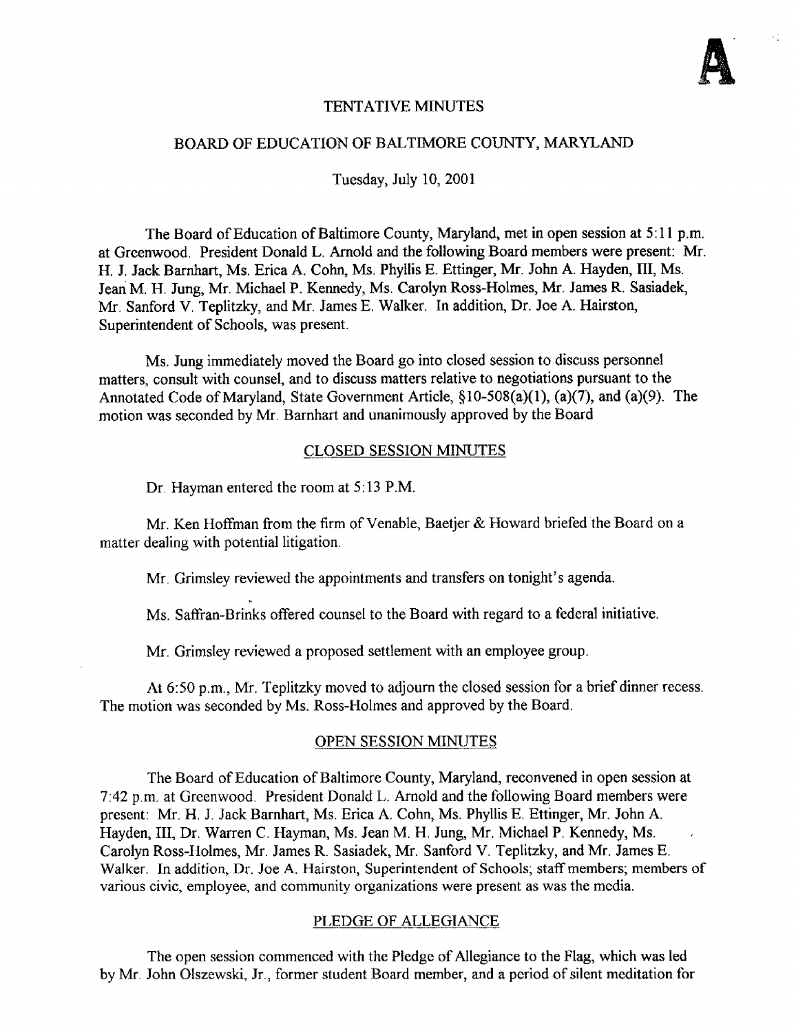A

# TENTATIVE MINUTES

## BOARD OF EDUCATION OF BALTIMORE COUNTY, MARYLAND

Tuesday, July 10, 2001

The Board of Education of Baltimore County, Maryland, met in open session at 5:11 p.m. at Greenwood. President Donald L. Arnold and the following Board members were present: Mr. H. J. Jack Barnhart, Ms. Erica A. Cohn, Ms. Phyllis E. Ettinger, Mr. John A. Hayden, III, Ms. Jean M. H. Jung, Mr. Michael P. Kennedy, Ms. Carolyn Ross-Holmes, Mr. James R. Sasiadek, Mr. Sanford V. Teplitzky, and Mr. James E. Walker. In addition, Dr. Joe A. Hairston, Superintendent of Schools, was present.

Ms. Jung immediately moved the Board go into closed session to discuss personnel matters, consult with counsel, and to discuss matters relative to negotiations pursuant to the Annotated Code of Maryland, State Government Article, §10-508(a)(1), (a)(7), and (a)(9). The motion was seconded by Mr. Barnhart and unanimously approved by the Board

### CLOSED SESSION MINUTES

Dr. Hayman entered the room at 5:13 P.M.

Mr. Ken Hoffman from the firm of Venable, Baetjer & Howard briefed the Board on a matter dealing with potential litigation.

Mr. Grimsley reviewed the appointments and transfers on tonight's agenda.

Ms. Saffran-Brinks offered counsel to the Board with regard to a federal initiative.

Mr. Grimsley reviewed a proposed settlement with an employee group.

At 6:50 p.m., Mr. Teplitzky moved to adjourn the closed session for a brief dinner recess. The motion was seconded by Ms. Ross-Holmes and approved by the Board.

### OPEN SESSION MINUTES

The Board of Education of Baltimore County, Maryland, reconvened in open session at 7:42 p.m. at Greenwood. President Donald L. Arnold and the following Board members were present: Mr. H. J. Jack Barnhart, Ms. Erica A. Cohn, Ms. Phyllis E. Ettinger, Mr. John A. Hayden, III, Dr. Warren C. Hayman, Ms. Jean M. H. Jung, Mr. Michael P. Kennedy, Ms. Carolyn Ross-Holmes, Mr. James R. Sasiadek, Mr. Sanford V. Teplitzky, and Mr. James E. Walker. In addition, Dr. Joe A. Hairston, Superintendent of Schools; staff members; members of various civic, employee, and community organizations were present as was the media.

### PLEDGE OF ALLEGIANCE

The open session commenced with the Pledge of Allegiance to the Flag, which was led by Mr. John Olszewski, Jr., former student Board member, and a period of silent meditation for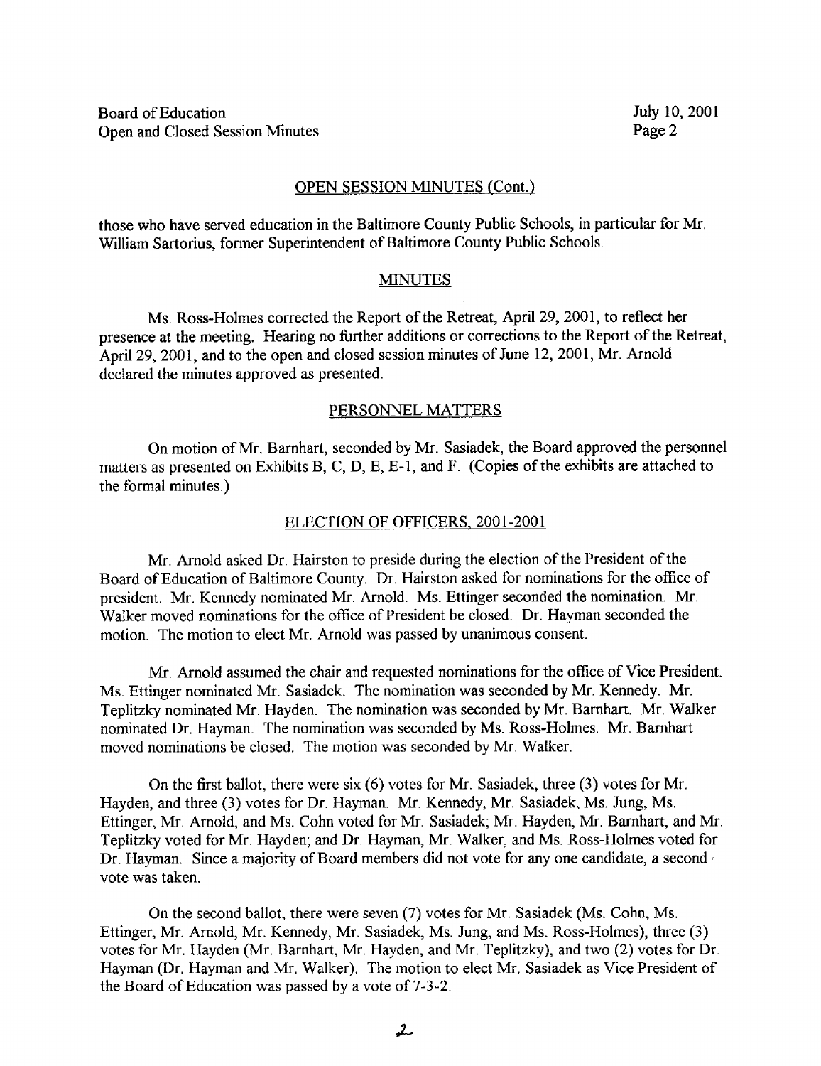## OPEN SESSION MINUTES (Cont.)

those who have served education in the Baltimore County Public Schools, in particular for Mr. William Sartorius, former Superintendent of Baltimore County Public Schools.

## MINUTES

Ms. Ross-Holmes corrected the Report of the Retreat, April 29, 2001, to reflect her presence at the meeting. Hearing no further additions or corrections to the Report of the Retreat, April 29, 2001, and to the open and closed session minutes of June 12, 2001, Mr. Arnold declared the minutes approved as presented.

## PERSONNEL MATTERS

On motion of Mr. Barnhart, seconded by Mr. Sasiadek, the Board approved the personnel matters as presented on Exhibits B, C, D, E, E-1, and F. (Copies of the exhibits are attached to the formal minutes.)

## ELECTION OF OFFICERS, 2001-2001

Mr. Arnold asked Dr. Hairston to preside during the election of the President of the Board of Education of Baltimore County. Dr. Hairston asked for nominations for the office of president. Mr. Kennedy nominated Mr. Arnold. Ms. Ettinger seconded the nomination. Mr. Walker moved nominations for the office of President be closed. Dr. Hayman seconded the motion. The motion to elect Mr. Arnold was passed by unanimous consent.

Mr. Arnold assumed the chair and requested nominations for the office of Vice President. Ms. Ettinger nominated Mr. Sasiadek. The nomination was seconded by Mr. Kennedy. Mr. Teplitzky nominated Mr. Hayden. The nomination was seconded by Mr. Barnhart. Mr. Walker nominated Dr. Hayman. The nomination was seconded by Ms. Ross-Holmes. Mr. Barnhart moved nominations be closed. The motion was seconded by Mr. Walker.

On the first ballot, there were six (6) votes for Mr. Sasiadek, three (3) votes for Mr. Hayden, and three (3) votes for Dr. Hayman. Mr. Kennedy, Mr. Sasiadek, Ms. Jung, Ms. Ettinger, Mr. Arnold, and Ms. Cohn voted for Mr. Sasiadek; Mr. Hayden, Mr. Barnhart, and Mr. Teplitzky voted for Mr. Hayden; and Dr. Hayman, Mr. Walker, and Ms. Ross-Holmes voted for Dr. Hayman. Since a majority of Board members did not vote for any one candidate, a second vote was taken.

On the second ballot, there were seven (7) votes for Mr. Sasiadek (Ms. Cohn, Ms. Ettinger, Mr. Arnold, Mr. Kennedy, Mr. Sasiadek, Ms. Jung, and Ms. Ross-Holmes), three (3) votes for Mr. Hayden (Mr. Barnhart, Mr. Hayden, and Mr. Teplitzky), and two (2) votes for Dr. Hayman (Dr. Hayman and Mr. Walker). The motion to elect Mr. Sasiadek as Vice President of the Board of Education was passed by a vote of 7-3-2.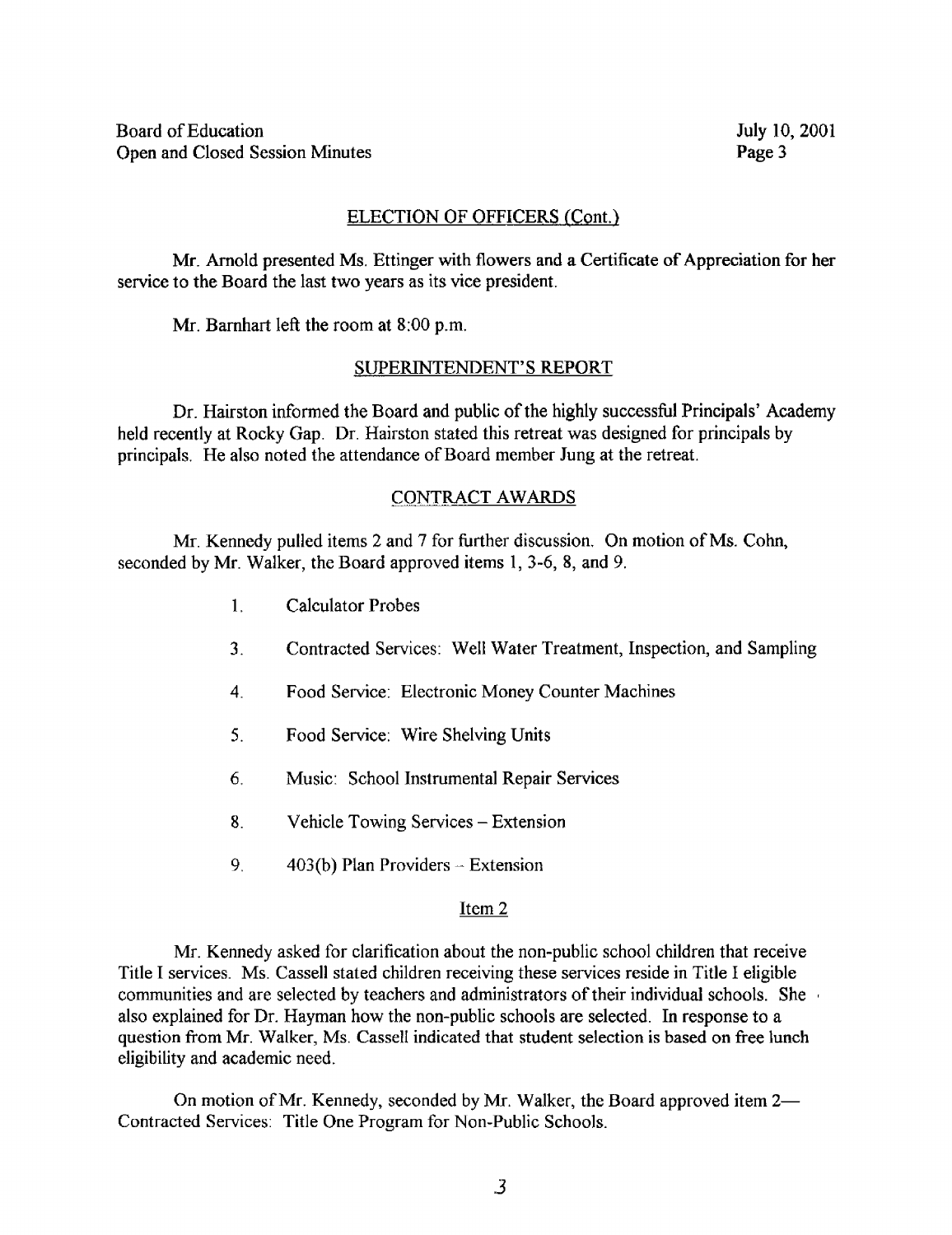## ELECTION OF OFFICERS (Cont.)

Mr. Arnold presented Ms. Ettinger with flowers and a Certificate of Appreciation for her service to the Board the last two years as its vice president.

Mr. Barnhart left the room at 8:00 p.m.

## SUPERINTENDENT'S REPORT

Dr. Hairston informed the Board and public of the highly successful Principals' Academy held recently at Rocky Gap. Dr. Hairston stated this retreat was designed for principals by principals. He also noted the attendance of Board member Jung at the retreat.

## CONTRACT AWARDS

Mr. Kennedy pulled items 2 and 7 for further discussion. On motion of Ms. Cohn, seconded by Mr. Walker, the Board approved items 1, 3-6, 8, and 9.

1. Calculator Probes
3. Contracted Services: Well Water Treatment, Inspection, and Sampling
4. Food Service: Electronic Money Counter Machines
5. Food Service: Wire Shelving Units
6. Music: School Instrumental Repair Services
8. Vehicle Towing Services – Extension
9. 403(b) Plan Providers – Extension

### Item 2

Mr. Kennedy asked for clarification about the non-public school children that receive Title I services. Ms. Cassell stated children receiving these services reside in Title I eligible communities and are selected by teachers and administrators of their individual schools. She also explained for Dr. Hayman how the non-public schools are selected. In response to a question from Mr. Walker, Ms. Cassell indicated that student selection is based on free lunch eligibility and academic need.

On motion of Mr. Kennedy, seconded by Mr. Walker, the Board approved item 2—Contracted Services: Title One Program for Non-Public Schools.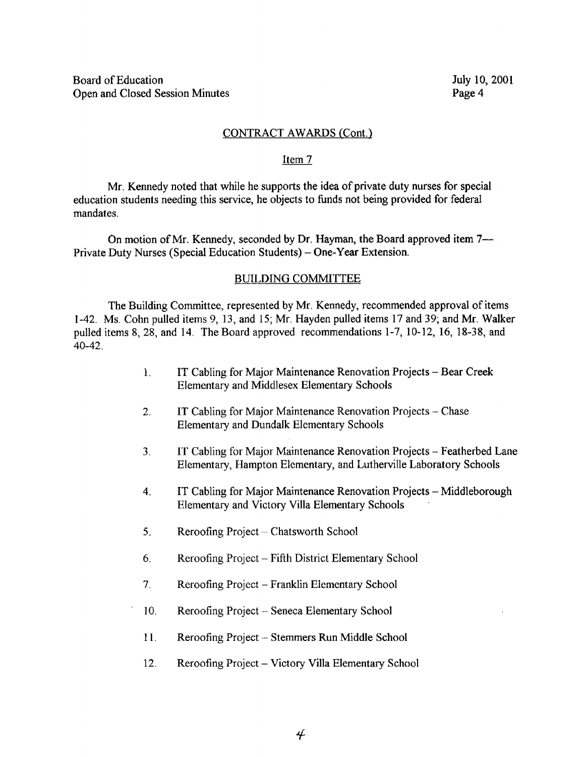## CONTRACT AWARDS (Cont.)

### Item 7

Mr. Kennedy noted that while he supports the idea of private duty nurses for special education students needing this service, he objects to funds not being provided for federal mandates.

On motion of Mr. Kennedy, seconded by Dr. Hayman, the Board approved item 7— Private Duty Nurses (Special Education Students) – One-Year Extension.

## BUILDING COMMITTEE

The Building Committee, represented by Mr. Kennedy, recommended approval of items 1-42. Ms. Cohn pulled items 9, 13, and 15; Mr. Hayden pulled items 17 and 39; and Mr. Walker pulled items 8, 28, and 14. The Board approved recommendations 1-7, 10-12, 16, 18-38, and 40-42.

1. IT Cabling for Major Maintenance Renovation Projects – Bear Creek Elementary and Middlesex Elementary Schools

2. IT Cabling for Major Maintenance Renovation Projects – Chase Elementary and Dundalk Elementary Schools

3. IT Cabling for Major Maintenance Renovation Projects – Featherbed Lane Elementary, Hampton Elementary, and Lutherville Laboratory Schools

4. IT Cabling for Major Maintenance Renovation Projects – Middleborough Elementary and Victory Villa Elementary Schools

5. Reroofing Project – Chatsworth School

6. Reroofing Project – Fifth District Elementary School

7. Reroofing Project – Franklin Elementary School

10. Reroofing Project – Seneca Elementary School

11. Reroofing Project – Stemmers Run Middle School

12. Reroofing Project – Victory Villa Elementary School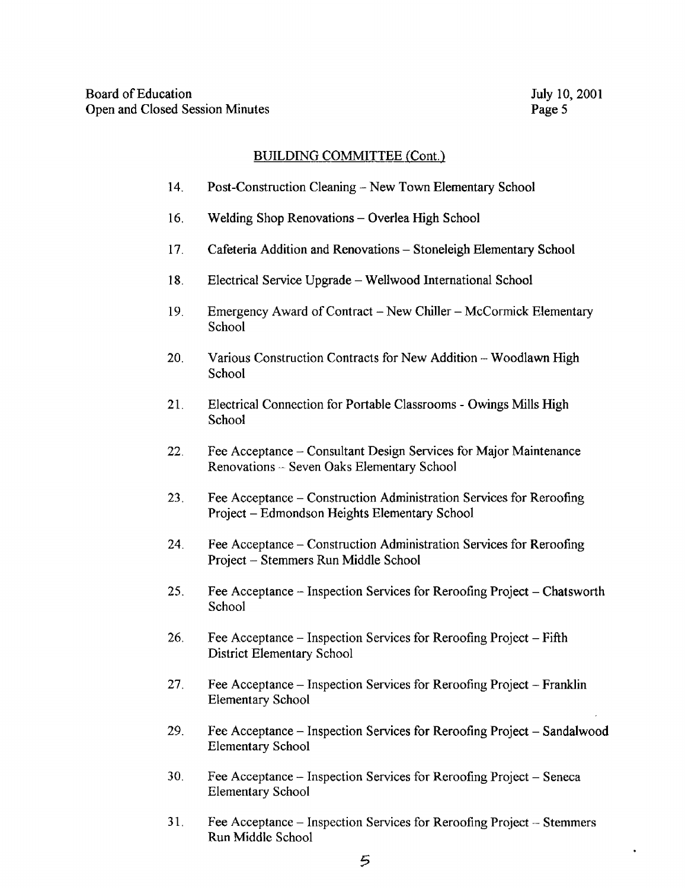### BUILDING COMMITTEE (Cont.)

14. Post-Construction Cleaning – New Town Elementary School

16. Welding Shop Renovations – Overlea High School

17. Cafeteria Addition and Renovations – Stoneleigh Elementary School

18. Electrical Service Upgrade – Wellwood International School

19. Emergency Award of Contract – New Chiller – McCormick Elementary School

20. Various Construction Contracts for New Addition – Woodlawn High School

21. Electrical Connection for Portable Classrooms - Owings Mills High School

22. Fee Acceptance – Consultant Design Services for Major Maintenance Renovations – Seven Oaks Elementary School

23. Fee Acceptance – Construction Administration Services for Reroofing Project – Edmondson Heights Elementary School

24. Fee Acceptance – Construction Administration Services for Reroofing Project – Stemmers Run Middle School

25. Fee Acceptance – Inspection Services for Reroofing Project – Chatsworth School

26. Fee Acceptance – Inspection Services for Reroofing Project – Fifth District Elementary School

27. Fee Acceptance – Inspection Services for Reroofing Project – Franklin Elementary School

29. Fee Acceptance – Inspection Services for Reroofing Project – Sandalwood Elementary School

30. Fee Acceptance – Inspection Services for Reroofing Project – Seneca Elementary School

31. Fee Acceptance – Inspection Services for Reroofing Project – Stemmers Run Middle School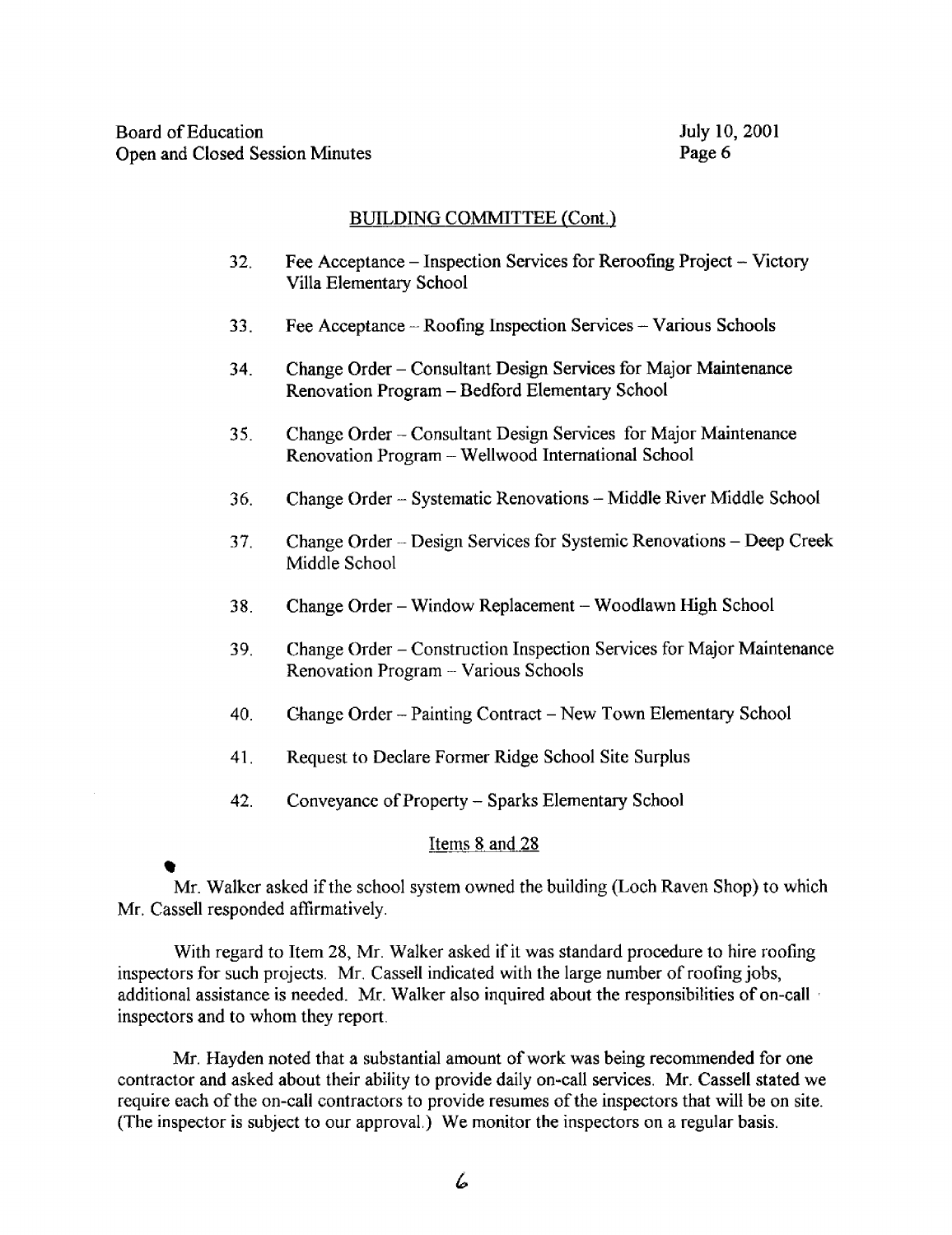BUILDING COMMITTEE (Cont.)

32. Fee Acceptance – Inspection Services for Reroofing Project – Victory Villa Elementary School

33. Fee Acceptance – Roofing Inspection Services – Various Schools

34. Change Order – Consultant Design Services for Major Maintenance Renovation Program – Bedford Elementary School

35. Change Order – Consultant Design Services for Major Maintenance Renovation Program – Wellwood International School

36. Change Order – Systematic Renovations – Middle River Middle School

37. Change Order – Design Services for Systemic Renovations – Deep Creek Middle School

38. Change Order – Window Replacement – Woodlawn High School

39. Change Order – Construction Inspection Services for Major Maintenance Renovation Program – Various Schools

40. Change Order – Painting Contract – New Town Elementary School

41. Request to Declare Former Ridge School Site Surplus

42. Conveyance of Property – Sparks Elementary School

Items 8 and 28

Mr. Walker asked if the school system owned the building (Loch Raven Shop) to which Mr. Cassell responded affirmatively.

With regard to Item 28, Mr. Walker asked if it was standard procedure to hire roofing inspectors for such projects. Mr. Cassell indicated with the large number of roofing jobs, additional assistance is needed. Mr. Walker also inquired about the responsibilities of on-call inspectors and to whom they report.

Mr. Hayden noted that a substantial amount of work was being recommended for one contractor and asked about their ability to provide daily on-call services. Mr. Cassell stated we require each of the on-call contractors to provide resumes of the inspectors that will be on site. (The inspector is subject to our approval.) We monitor the inspectors on a regular basis.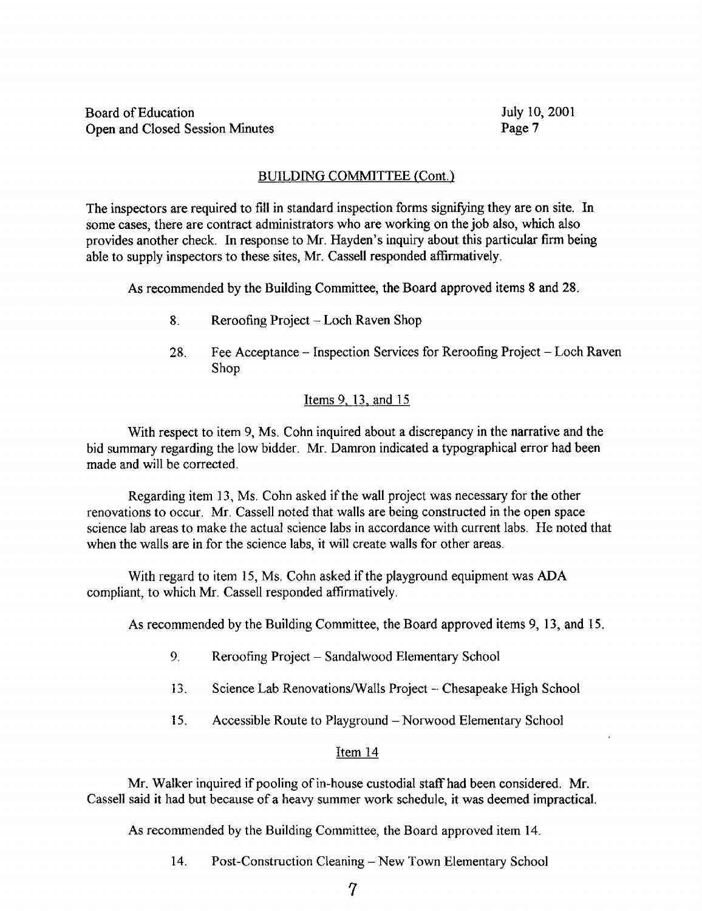## BUILDING COMMITTEE (Cont.)

The inspectors are required to fill in standard inspection forms signifying they are on site. In some cases, there are contract administrators who are working on the job also, which also provides another check. In response to Mr. Hayden's inquiry about this particular firm being able to supply inspectors to these sites, Mr. Cassell responded affirmatively.

As recommended by the Building Committee, the Board approved items 8 and 28.

8. Reroofing Project – Loch Raven Shop

28. Fee Acceptance – Inspection Services for Reroofing Project – Loch Raven Shop

### Items 9, 13, and 15

With respect to item 9, Ms. Cohn inquired about a discrepancy in the narrative and the bid summary regarding the low bidder. Mr. Damron indicated a typographical error had been made and will be corrected.

Regarding item 13, Ms. Cohn asked if the wall project was necessary for the other renovations to occur. Mr. Cassell noted that walls are being constructed in the open space science lab areas to make the actual science labs in accordance with current labs. He noted that when the walls are in for the science labs, it will create walls for other areas.

With regard to item 15, Ms. Cohn asked if the playground equipment was ADA compliant, to which Mr. Cassell responded affirmatively.

As recommended by the Building Committee, the Board approved items 9, 13, and 15.

9. Reroofing Project – Sandalwood Elementary School

13. Science Lab Renovations/Walls Project – Chesapeake High School

15. Accessible Route to Playground – Norwood Elementary School

### Item 14

Mr. Walker inquired if pooling of in-house custodial staff had been considered. Mr. Cassell said it had but because of a heavy summer work schedule, it was deemed impractical.

As recommended by the Building Committee, the Board approved item 14.

14. Post-Construction Cleaning – New Town Elementary School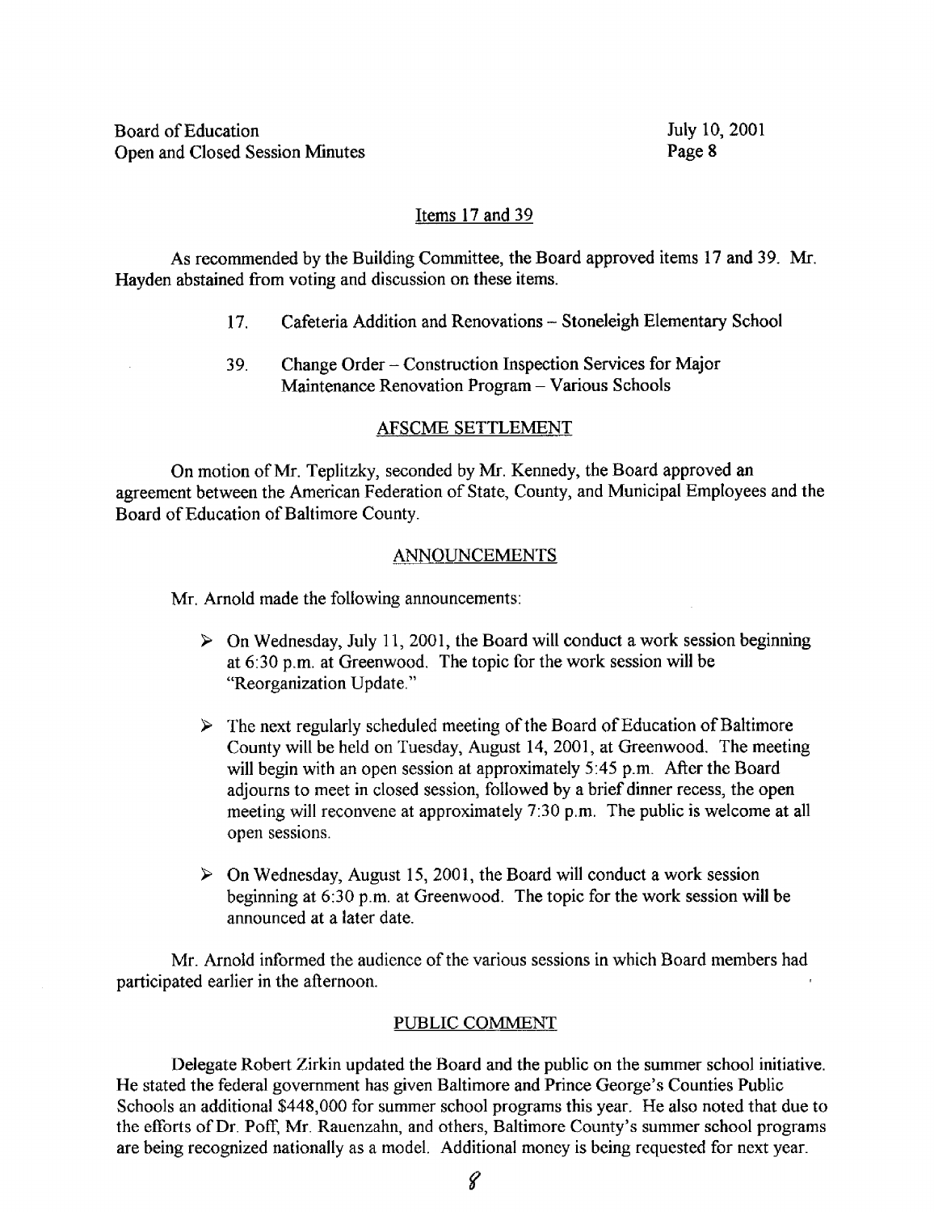## Items 17 and 39

As recommended by the Building Committee, the Board approved items 17 and 39. Mr. Hayden abstained from voting and discussion on these items.

17. Cafeteria Addition and Renovations – Stoneleigh Elementary School

39. Change Order – Construction Inspection Services for Major Maintenance Renovation Program – Various Schools

## AFSCME SETTLEMENT

On motion of Mr. Teplitzky, seconded by Mr. Kennedy, the Board approved an agreement between the American Federation of State, County, and Municipal Employees and the Board of Education of Baltimore County.

## ANNOUNCEMENTS

Mr. Arnold made the following announcements:

- On Wednesday, July 11, 2001, the Board will conduct a work session beginning at 6:30 p.m. at Greenwood. The topic for the work session will be "Reorganization Update."

- The next regularly scheduled meeting of the Board of Education of Baltimore County will be held on Tuesday, August 14, 2001, at Greenwood. The meeting will begin with an open session at approximately 5:45 p.m. After the Board adjourns to meet in closed session, followed by a brief dinner recess, the open meeting will reconvene at approximately 7:30 p.m. The public is welcome at all open sessions.

- On Wednesday, August 15, 2001, the Board will conduct a work session beginning at 6:30 p.m. at Greenwood. The topic for the work session will be announced at a later date.

Mr. Arnold informed the audience of the various sessions in which Board members had participated earlier in the afternoon.

## PUBLIC COMMENT

Delegate Robert Zirkin updated the Board and the public on the summer school initiative. He stated the federal government has given Baltimore and Prince George's Counties Public Schools an additional $448,000 for summer school programs this year. He also noted that due to the efforts of Dr. Poff, Mr. Rauenzahn, and others, Baltimore County's summer school programs are being recognized nationally as a model. Additional money is being requested for next year.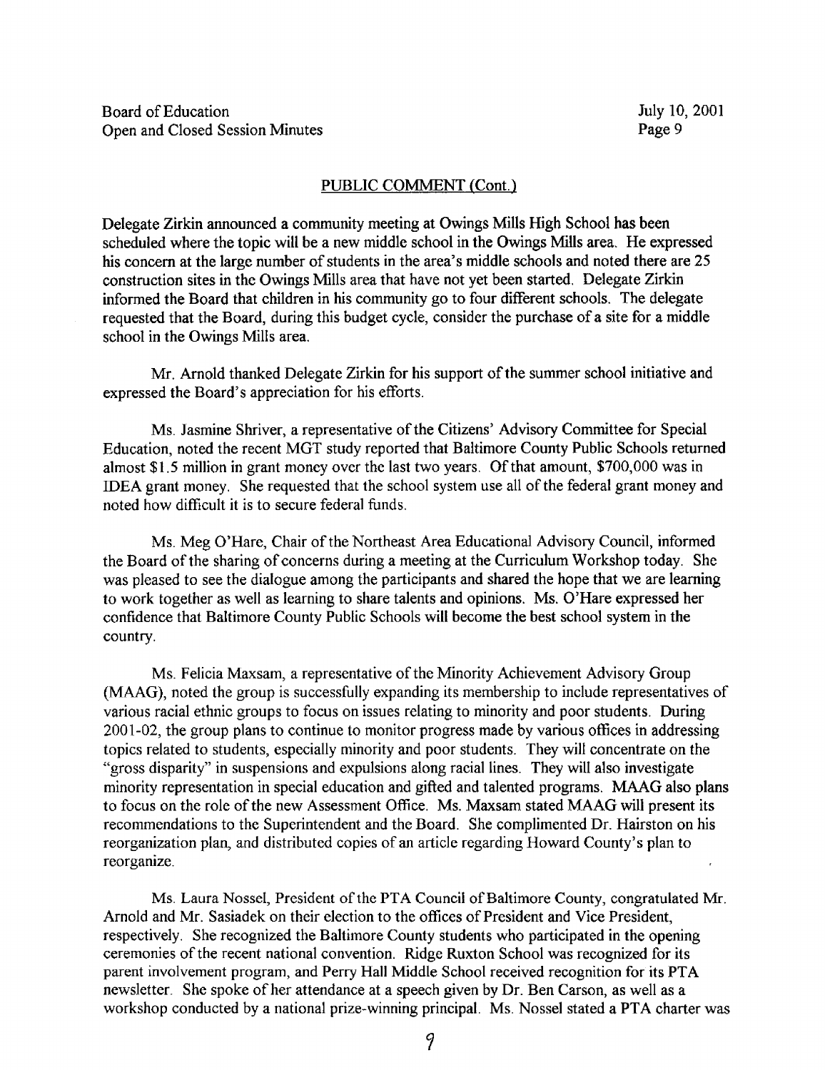## PUBLIC COMMENT (Cont.)

Delegate Zirkin announced a community meeting at Owings Mills High School has been scheduled where the topic will be a new middle school in the Owings Mills area. He expressed his concern at the large number of students in the area's middle schools and noted there are 25 construction sites in the Owings Mills area that have not yet been started. Delegate Zirkin informed the Board that children in his community go to four different schools. The delegate requested that the Board, during this budget cycle, consider the purchase of a site for a middle school in the Owings Mills area.

Mr. Arnold thanked Delegate Zirkin for his support of the summer school initiative and expressed the Board's appreciation for his efforts.

Ms. Jasmine Shriver, a representative of the Citizens' Advisory Committee for Special Education, noted the recent MGT study reported that Baltimore County Public Schools returned almost $1.5 million in grant money over the last two years. Of that amount, $700,000 was in IDEA grant money. She requested that the school system use all of the federal grant money and noted how difficult it is to secure federal funds.

Ms. Meg O'Hare, Chair of the Northeast Area Educational Advisory Council, informed the Board of the sharing of concerns during a meeting at the Curriculum Workshop today. She was pleased to see the dialogue among the participants and shared the hope that we are learning to work together as well as learning to share talents and opinions. Ms. O'Hare expressed her confidence that Baltimore County Public Schools will become the best school system in the country.

Ms. Felicia Maxsam, a representative of the Minority Achievement Advisory Group (MAAG), noted the group is successfully expanding its membership to include representatives of various racial ethnic groups to focus on issues relating to minority and poor students. During 2001-02, the group plans to continue to monitor progress made by various offices in addressing topics related to students, especially minority and poor students. They will concentrate on the "gross disparity" in suspensions and expulsions along racial lines. They will also investigate minority representation in special education and gifted and talented programs. MAAG also plans to focus on the role of the new Assessment Office. Ms. Maxsam stated MAAG will present its recommendations to the Superintendent and the Board. She complimented Dr. Hairston on his reorganization plan, and distributed copies of an article regarding Howard County's plan to reorganize.

Ms. Laura Nossel, President of the PTA Council of Baltimore County, congratulated Mr. Arnold and Mr. Sasiadek on their election to the offices of President and Vice President, respectively. She recognized the Baltimore County students who participated in the opening ceremonies of the recent national convention. Ridge Ruxton School was recognized for its parent involvement program, and Perry Hall Middle School received recognition for its PTA newsletter. She spoke of her attendance at a speech given by Dr. Ben Carson, as well as a workshop conducted by a national prize-winning principal. Ms. Nossel stated a PTA charter was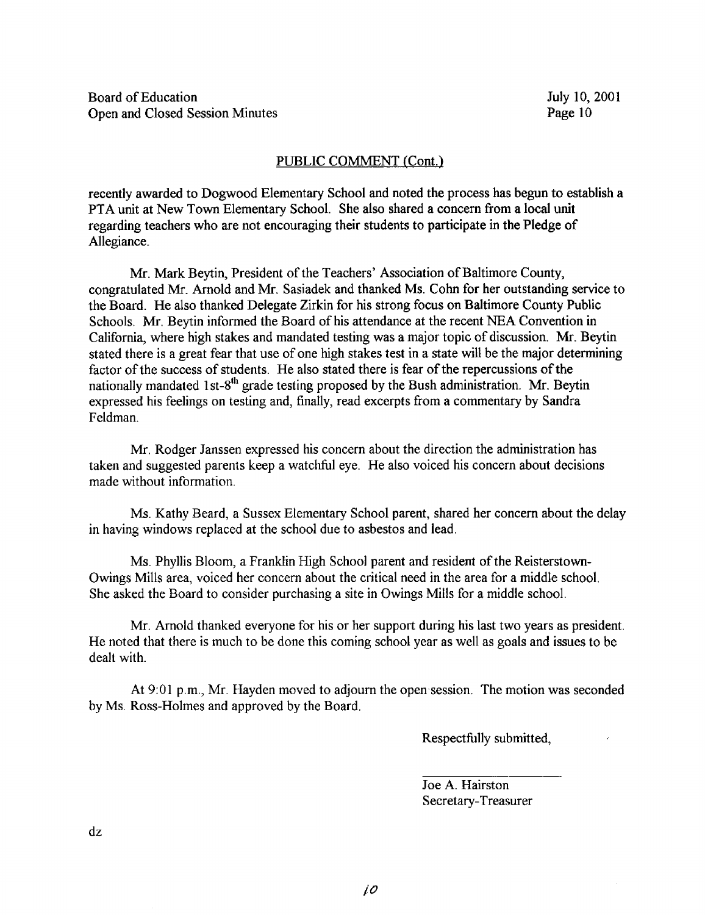## PUBLIC COMMENT (Cont.)

recently awarded to Dogwood Elementary School and noted the process has begun to establish a PTA unit at New Town Elementary School. She also shared a concern from a local unit regarding teachers who are not encouraging their students to participate in the Pledge of Allegiance.

Mr. Mark Beytin, President of the Teachers' Association of Baltimore County, congratulated Mr. Arnold and Mr. Sasiadek and thanked Ms. Cohn for her outstanding service to the Board. He also thanked Delegate Zirkin for his strong focus on Baltimore County Public Schools. Mr. Beytin informed the Board of his attendance at the recent NEA Convention in California, where high stakes and mandated testing was a major topic of discussion. Mr. Beytin stated there is a great fear that use of one high stakes test in a state will be the major determining factor of the success of students. He also stated there is fear of the repercussions of the nationally mandated 1st-8th grade testing proposed by the Bush administration. Mr. Beytin expressed his feelings on testing and, finally, read excerpts from a commentary by Sandra Feldman.

Mr. Rodger Janssen expressed his concern about the direction the administration has taken and suggested parents keep a watchful eye. He also voiced his concern about decisions made without information.

Ms. Kathy Beard, a Sussex Elementary School parent, shared her concern about the delay in having windows replaced at the school due to asbestos and lead.

Ms. Phyllis Bloom, a Franklin High School parent and resident of the Reisterstown-Owings Mills area, voiced her concern about the critical need in the area for a middle school. She asked the Board to consider purchasing a site in Owings Mills for a middle school.

Mr. Arnold thanked everyone for his or her support during his last two years as president. He noted that there is much to be done this coming school year as well as goals and issues to be dealt with.

At 9:01 p.m., Mr. Hayden moved to adjourn the open session. The motion was seconded by Ms. Ross-Holmes and approved by the Board.

Respectfully submitted,

Joe A. Hairston
Secretary-Treasurer

dz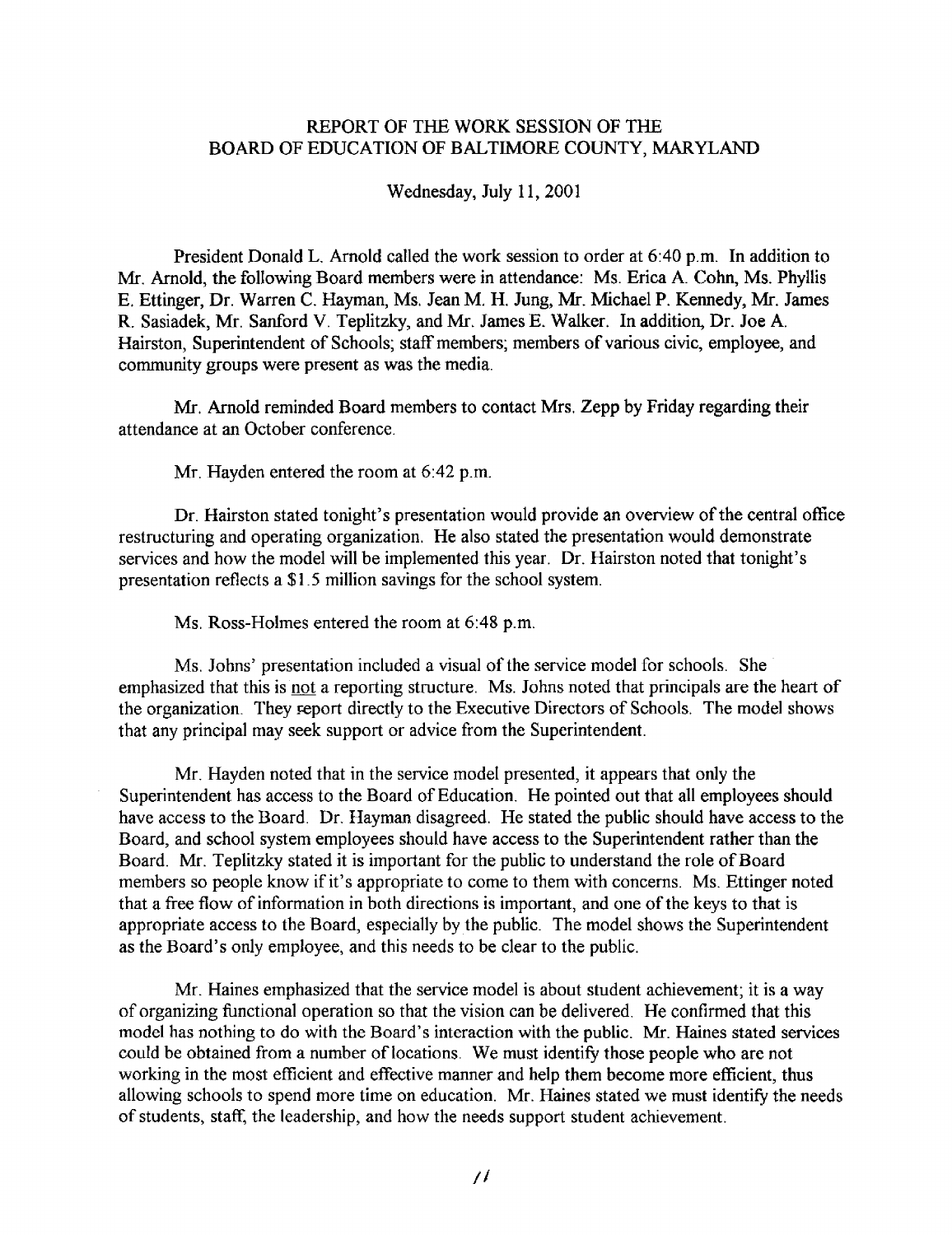REPORT OF THE WORK SESSION OF THE
BOARD OF EDUCATION OF BALTIMORE COUNTY, MARYLAND

Wednesday, July 11, 2001

President Donald L. Arnold called the work session to order at 6:40 p.m. In addition to Mr. Arnold, the following Board members were in attendance: Ms. Erica A. Cohn, Ms. Phyllis E. Ettinger, Dr. Warren C. Hayman, Ms. Jean M. H. Jung, Mr. Michael P. Kennedy, Mr. James R. Sasiadek, Mr. Sanford V. Teplitzky, and Mr. James E. Walker. In addition, Dr. Joe A. Hairston, Superintendent of Schools; staff members; members of various civic, employee, and community groups were present as was the media.

Mr. Arnold reminded Board members to contact Mrs. Zepp by Friday regarding their attendance at an October conference.

Mr. Hayden entered the room at 6:42 p.m.

Dr. Hairston stated tonight's presentation would provide an overview of the central office restructuring and operating organization. He also stated the presentation would demonstrate services and how the model will be implemented this year. Dr. Hairston noted that tonight's presentation reflects a $1.5 million savings for the school system.

Ms. Ross-Holmes entered the room at 6:48 p.m.

Ms. Johns' presentation included a visual of the service model for schools. She emphasized that this is <u>not</u> a reporting structure. Ms. Johns noted that principals are the heart of the organization. They report directly to the Executive Directors of Schools. The model shows that any principal may seek support or advice from the Superintendent.

Mr. Hayden noted that in the service model presented, it appears that only the Superintendent has access to the Board of Education. He pointed out that all employees should have access to the Board. Dr. Hayman disagreed. He stated the public should have access to the Board, and school system employees should have access to the Superintendent rather than the Board. Mr. Teplitzky stated it is important for the public to understand the role of Board members so people know if it's appropriate to come to them with concerns. Ms. Ettinger noted that a free flow of information in both directions is important, and one of the keys to that is appropriate access to the Board, especially by the public. The model shows the Superintendent as the Board's only employee, and this needs to be clear to the public.

Mr. Haines emphasized that the service model is about student achievement; it is a way of organizing functional operation so that the vision can be delivered. He confirmed that this model has nothing to do with the Board's interaction with the public. Mr. Haines stated services could be obtained from a number of locations. We must identify those people who are not working in the most efficient and effective manner and help them become more efficient, thus allowing schools to spend more time on education. Mr. Haines stated we must identify the needs of students, staff, the leadership, and how the needs support student achievement.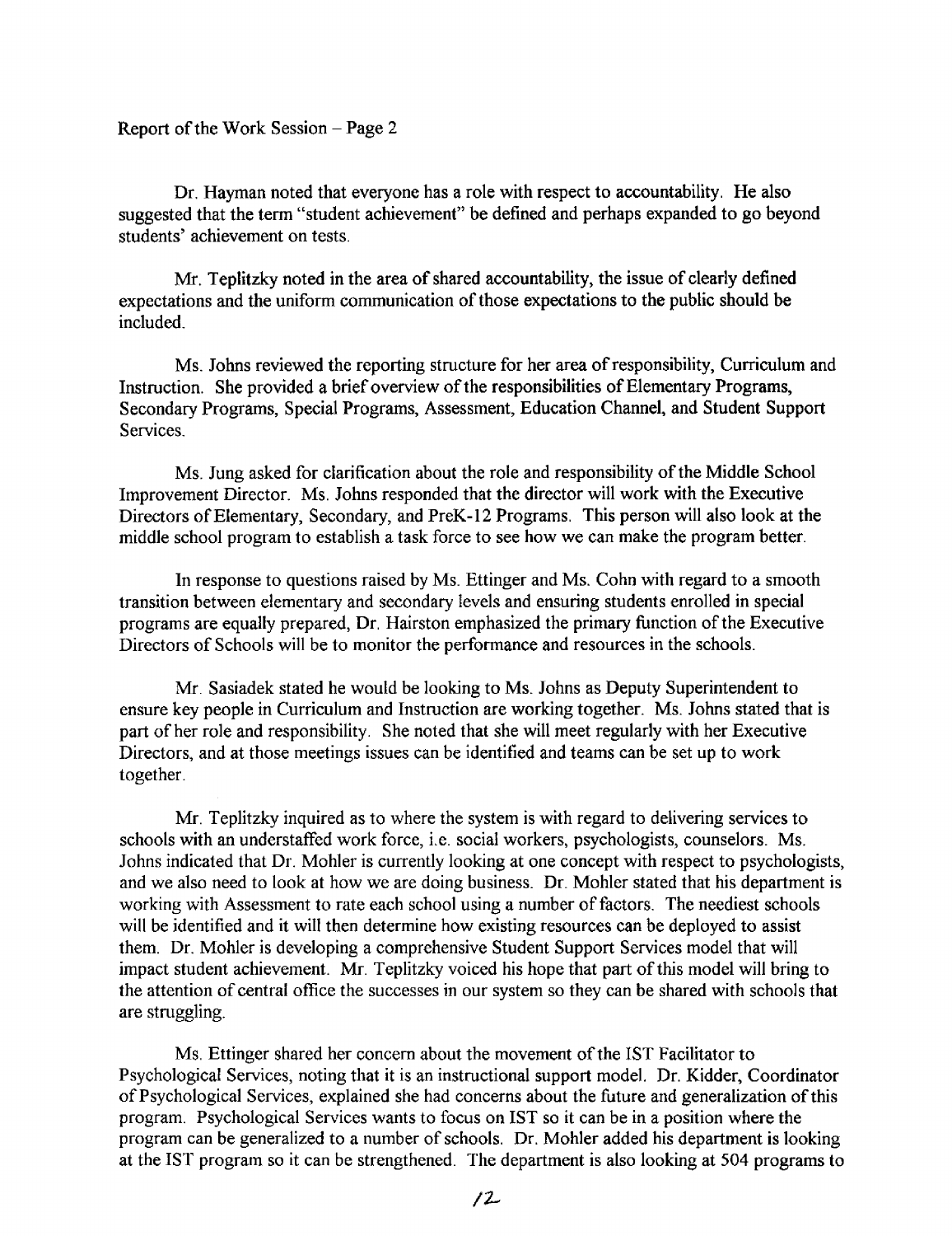Dr. Hayman noted that everyone has a role with respect to accountability. He also suggested that the term "student achievement" be defined and perhaps expanded to go beyond students' achievement on tests.

Mr. Teplitzky noted in the area of shared accountability, the issue of clearly defined expectations and the uniform communication of those expectations to the public should be included.

Ms. Johns reviewed the reporting structure for her area of responsibility, Curriculum and Instruction. She provided a brief overview of the responsibilities of Elementary Programs, Secondary Programs, Special Programs, Assessment, Education Channel, and Student Support Services.

Ms. Jung asked for clarification about the role and responsibility of the Middle School Improvement Director. Ms. Johns responded that the director will work with the Executive Directors of Elementary, Secondary, and PreK-12 Programs. This person will also look at the middle school program to establish a task force to see how we can make the program better.

In response to questions raised by Ms. Ettinger and Ms. Cohn with regard to a smooth transition between elementary and secondary levels and ensuring students enrolled in special programs are equally prepared, Dr. Hairston emphasized the primary function of the Executive Directors of Schools will be to monitor the performance and resources in the schools.

Mr. Sasiadek stated he would be looking to Ms. Johns as Deputy Superintendent to ensure key people in Curriculum and Instruction are working together. Ms. Johns stated that is part of her role and responsibility. She noted that she will meet regularly with her Executive Directors, and at those meetings issues can be identified and teams can be set up to work together.

Mr. Teplitzky inquired as to where the system is with regard to delivering services to schools with an understaffed work force, i.e. social workers, psychologists, counselors. Ms. Johns indicated that Dr. Mohler is currently looking at one concept with respect to psychologists, and we also need to look at how we are doing business. Dr. Mohler stated that his department is working with Assessment to rate each school using a number of factors. The neediest schools will be identified and it will then determine how existing resources can be deployed to assist them. Dr. Mohler is developing a comprehensive Student Support Services model that will impact student achievement. Mr. Teplitzky voiced his hope that part of this model will bring to the attention of central office the successes in our system so they can be shared with schools that are struggling.

Ms. Ettinger shared her concern about the movement of the IST Facilitator to Psychological Services, noting that it is an instructional support model. Dr. Kidder, Coordinator of Psychological Services, explained she had concerns about the future and generalization of this program. Psychological Services wants to focus on IST so it can be in a position where the program can be generalized to a number of schools. Dr. Mohler added his department is looking at the IST program so it can be strengthened. The department is also looking at 504 programs to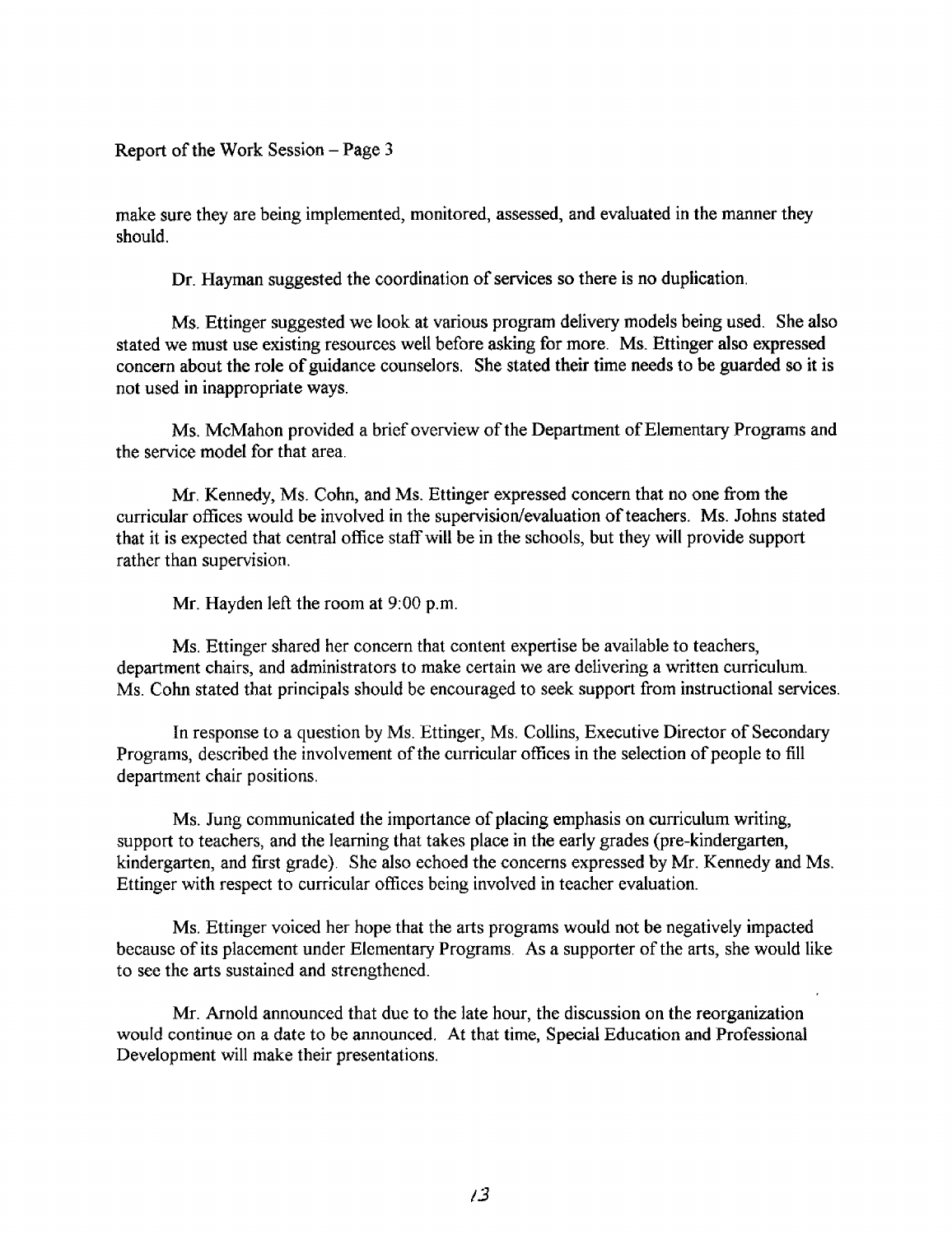make sure they are being implemented, monitored, assessed, and evaluated in the manner they should.

Dr. Hayman suggested the coordination of services so there is no duplication.

Ms. Ettinger suggested we look at various program delivery models being used. She also stated we must use existing resources well before asking for more. Ms. Ettinger also expressed concern about the role of guidance counselors. She stated their time needs to be guarded so it is not used in inappropriate ways.

Ms. McMahon provided a brief overview of the Department of Elementary Programs and the service model for that area.

Mr. Kennedy, Ms. Cohn, and Ms. Ettinger expressed concern that no one from the curricular offices would be involved in the supervision/evaluation of teachers. Ms. Johns stated that it is expected that central office staff will be in the schools, but they will provide support rather than supervision.

Mr. Hayden left the room at 9:00 p.m.

Ms. Ettinger shared her concern that content expertise be available to teachers, department chairs, and administrators to make certain we are delivering a written curriculum. Ms. Cohn stated that principals should be encouraged to seek support from instructional services.

In response to a question by Ms. Ettinger, Ms. Collins, Executive Director of Secondary Programs, described the involvement of the curricular offices in the selection of people to fill department chair positions.

Ms. Jung communicated the importance of placing emphasis on curriculum writing, support to teachers, and the learning that takes place in the early grades (pre-kindergarten, kindergarten, and first grade). She also echoed the concerns expressed by Mr. Kennedy and Ms. Ettinger with respect to curricular offices being involved in teacher evaluation.

Ms. Ettinger voiced her hope that the arts programs would not be negatively impacted because of its placement under Elementary Programs. As a supporter of the arts, she would like to see the arts sustained and strengthened.

Mr. Arnold announced that due to the late hour, the discussion on the reorganization would continue on a date to be announced. At that time, Special Education and Professional Development will make their presentations.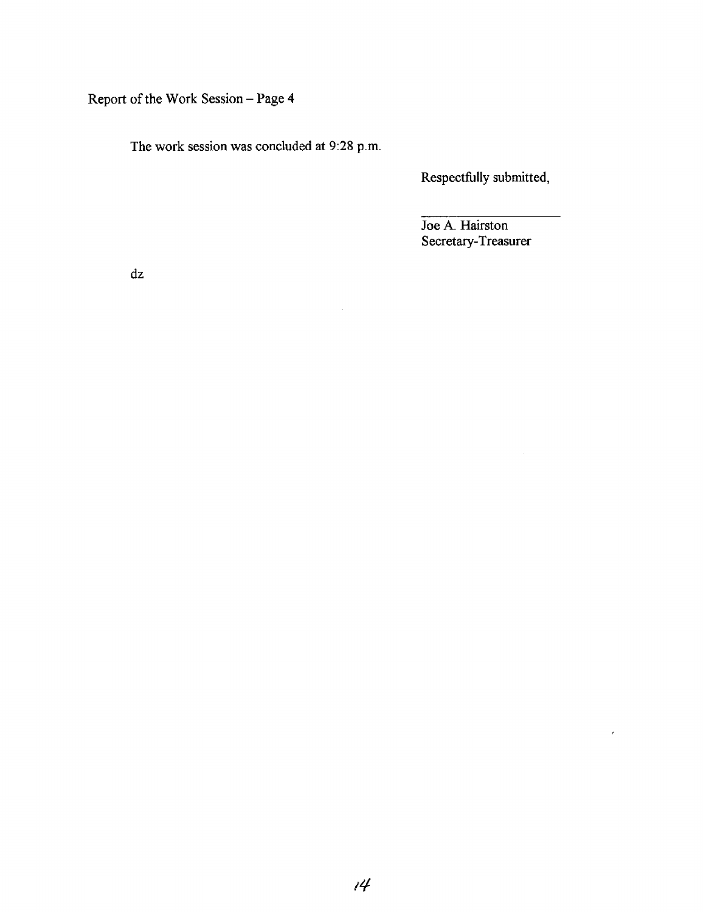Report of the Work Session – Page 4

The work session was concluded at 9:28 p.m.

Respectfully submitted,

Joe A. Hairston
Secretary-Treasurer

dz